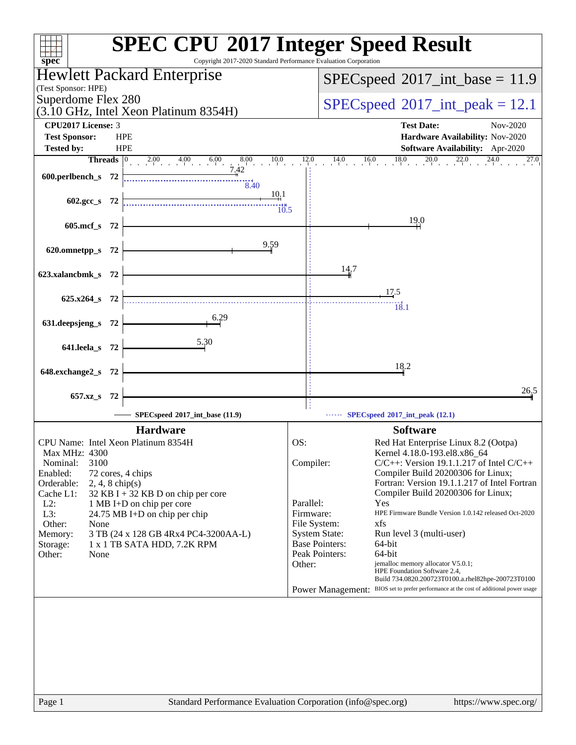# SPEC CPU 2017 Integer Speed Result

Copyright 2017-2020 Standard Performance Evaluation Corporation

**Hewlett Packard Enterprise**
(Test Sponsor: HPE)
Superdome Flex 280
(3.10 GHz, Intel Xeon Platinum 8354H)

SPECspeed 2017_int_base = 11.9

SPECspeed 2017_int_peak = 12.1

| | | | |
|---|---|---|---|
| **CPU2017 License:** | 3 | **Test Date:** | Nov-2020 |
| **Test Sponsor:** | HPE | **Hardware Availability:** | Nov-2020 |
| **Tested by:** | HPE | **Software Availability:** | Apr-2020 |

| Benchmark | Threads | Base | Peak |
|---|---|---|---|
| 600.perlbench_s | 72 | 7.42 | 8.40 |
| 602.gcc_s | 72 | 10.1 | 10.5 |
| 605.mcf_s | 72 | 19.0 | |
| 620.omnetpp_s | 72 | 9.59 | |
| 623.xalancbmk_s | 72 | 14.7 | |
| 625.x264_s | 72 | 17.5 | 18.1 |
| 631.deepsjeng_s | 72 | 6.29 | |
| 641.leela_s | 72 | 5.30 | |
| 648.exchange2_s | 72 | 18.2 | |
| 657.xz_s | 72 | 26.5 | |

SPECspeed 2017_int_base (11.9) — SPECspeed 2017_int_peak (12.1)

## Hardware

| | |
|---|---|
| CPU Name: | Intel Xeon Platinum 8354H |
| Max MHz: | 4300 |
| Nominal: | 3100 |
| Enabled: | 72 cores, 4 chips |
| Orderable: | 2, 4, 8 chip(s) |
| Cache L1: | 32 KB I + 32 KB D on chip per core |
| L2: | 1 MB I+D on chip per core |
| L3: | 24.75 MB I+D on chip per chip |
| Other: | None |
| Memory: | 3 TB (24 x 128 GB 4Rx4 PC4-3200AA-L) |
| Storage: | 1 x 1 TB SATA HDD, 7.2K RPM |
| Other: | None |

## Software

| | |
|---|---|
| OS: | Red Hat Enterprise Linux 8.2 (Ootpa) Kernel 4.18.0-193.el8.x86_64 |
| Compiler: | C/C++: Version 19.1.1.217 of Intel C/C++ Compiler Build 20200306 for Linux; Fortran: Version 19.1.1.217 of Intel Fortran Compiler Build 20200306 for Linux; |
| Parallel: | Yes |
| Firmware: | HPE Firmware Bundle Version 1.0.142 released Oct-2020 |
| File System: | xfs |
| System State: | Run level 3 (multi-user) |
| Base Pointers: | 64-bit |
| Peak Pointers: | 64-bit |
| Other: | jemalloc memory allocator V5.0.1; HPE Foundation Software 2.4, Build 734.0820.200723T0100.a.rhel82hpe-200723T0100 |
| Power Management: | BIOS set to prefer performance at the cost of additional power usage |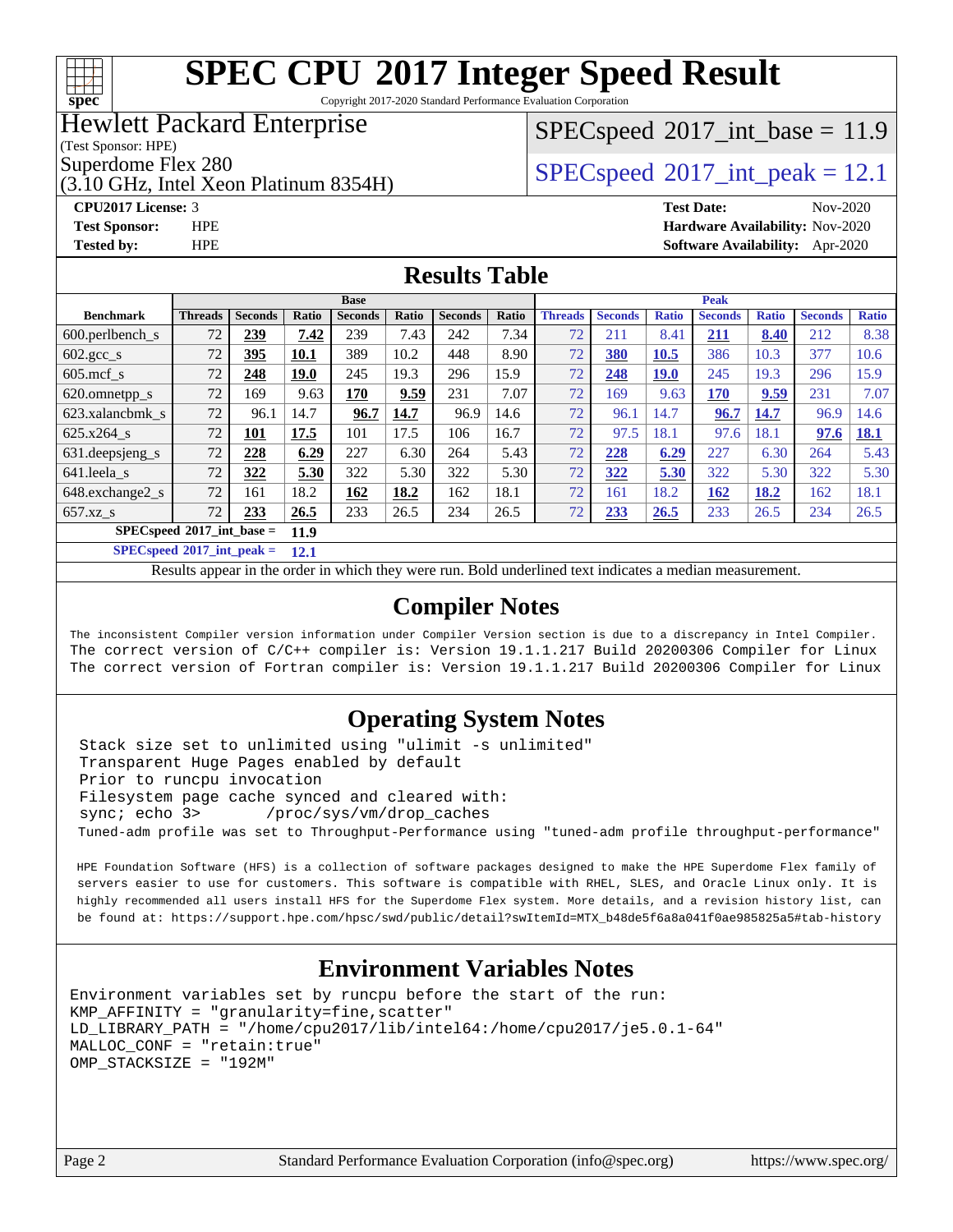# SPEC CPU 2017 Integer Speed Result

Copyright 2017-2020 Standard Performance Evaluation Corporation

**Hewlett Packard Enterprise**
(Test Sponsor: HPE)
Superdome Flex 280
(3.10 GHz, Intel Xeon Platinum 8354H)

SPECspeed 2017_int_base = 11.9

SPECspeed 2017_int_peak = 12.1

**CPU2017 License:** 3
**Test Sponsor:** HPE
**Tested by:** HPE

**Test Date:** Nov-2020
**Hardware Availability:** Nov-2020
**Software Availability:** Apr-2020

## Results Table

| Benchmark | Base | | | | | | | Peak | | | | | | |
|---|---|---|---|---|---|---|---|---|---|---|---|---|---|---|
| | Threads | Seconds | Ratio | Seconds | Ratio | Seconds | Ratio | Threads | Seconds | Ratio | Seconds | Ratio | Seconds | Ratio |
| 600.perlbench_s | 72 | **239** | **7.42** | 239 | 7.43 | 242 | 7.34 | 72 | 211 | 8.41 | **211** | **8.40** | 212 | 8.38 |
| 602.gcc_s | 72 | **395** | **10.1** | 389 | 10.2 | 448 | 8.90 | 72 | **380** | **10.5** | 386 | 10.3 | 377 | 10.6 |
| 605.mcf_s | 72 | **248** | **19.0** | 245 | 19.3 | 296 | 15.9 | 72 | **248** | **19.0** | 245 | 19.3 | 296 | 15.9 |
| 620.omnetpp_s | 72 | 169 | 9.63 | **170** | **9.59** | 231 | 7.07 | 72 | 169 | 9.63 | **170** | **9.59** | 231 | 7.07 |
| 623.xalancbmk_s | 72 | 96.1 | 14.7 | **96.7** | **14.7** | 96.9 | 14.6 | 72 | 96.1 | 14.7 | **96.7** | **14.7** | 96.9 | 14.6 |
| 625.x264_s | 72 | **101** | **17.5** | 101 | 17.5 | 106 | 16.7 | 72 | 97.5 | 18.1 | 97.6 | 18.1 | **97.6** | **18.1** |
| 631.deepsjeng_s | 72 | **228** | **6.29** | 227 | 6.30 | 264 | 5.43 | 72 | **228** | **6.29** | 227 | 6.30 | 264 | 5.43 |
| 641.leela_s | 72 | **322** | **5.30** | 322 | 5.30 | 322 | 5.30 | 72 | **322** | **5.30** | 322 | 5.30 | 322 | 5.30 |
| 648.exchange2_s | 72 | 161 | 18.2 | **162** | **18.2** | 162 | 18.1 | 72 | 161 | 18.2 | **162** | **18.2** | 162 | 18.1 |
| 657.xz_s | 72 | **233** | **26.5** | 233 | 26.5 | 234 | 26.5 | 72 | **233** | **26.5** | 233 | 26.5 | 234 | 26.5 |

**SPECspeed 2017_int_base = 11.9**

**SPECspeed 2017_int_peak = 12.1**

Results appear in the order in which they were run. Bold underlined text indicates a median measurement.

## Compiler Notes

```
The inconsistent Compiler version information under Compiler Version section is due to a discrepancy in Intel Compiler.
The correct version of C/C++ compiler is: Version 19.1.1.217 Build 20200306 Compiler for Linux
The correct version of Fortran compiler is: Version 19.1.1.217 Build 20200306 Compiler for Linux
```

## Operating System Notes

```
Stack size set to unlimited using "ulimit -s unlimited"
Transparent Huge Pages enabled by default
Prior to runcpu invocation
Filesystem page cache synced and cleared with:
sync; echo 3>       /proc/sys/vm/drop_caches
Tuned-adm profile was set to Throughput-Performance using "tuned-adm profile throughput-performance"

HPE Foundation Software (HFS) is a collection of software packages designed to make the HPE Superdome Flex family of
servers easier to use for customers. This software is compatible with RHEL, SLES, and Oracle Linux only. It is
highly recommended all users install HFS for the Superdome Flex system. More details, and a revision history list, can
be found at: https://support.hpe.com/hpsc/swd/public/detail?swItemId=MTX_b48de5f6a8a041f0ae985825a5#tab-history
```

## Environment Variables Notes

```
Environment variables set by runcpu before the start of the run:
KMP_AFFINITY = "granularity=fine,scatter"
LD_LIBRARY_PATH = "/home/cpu2017/lib/intel64:/home/cpu2017/je5.0.1-64"
MALLOC_CONF = "retain:true"
OMP_STACKSIZE = "192M"
```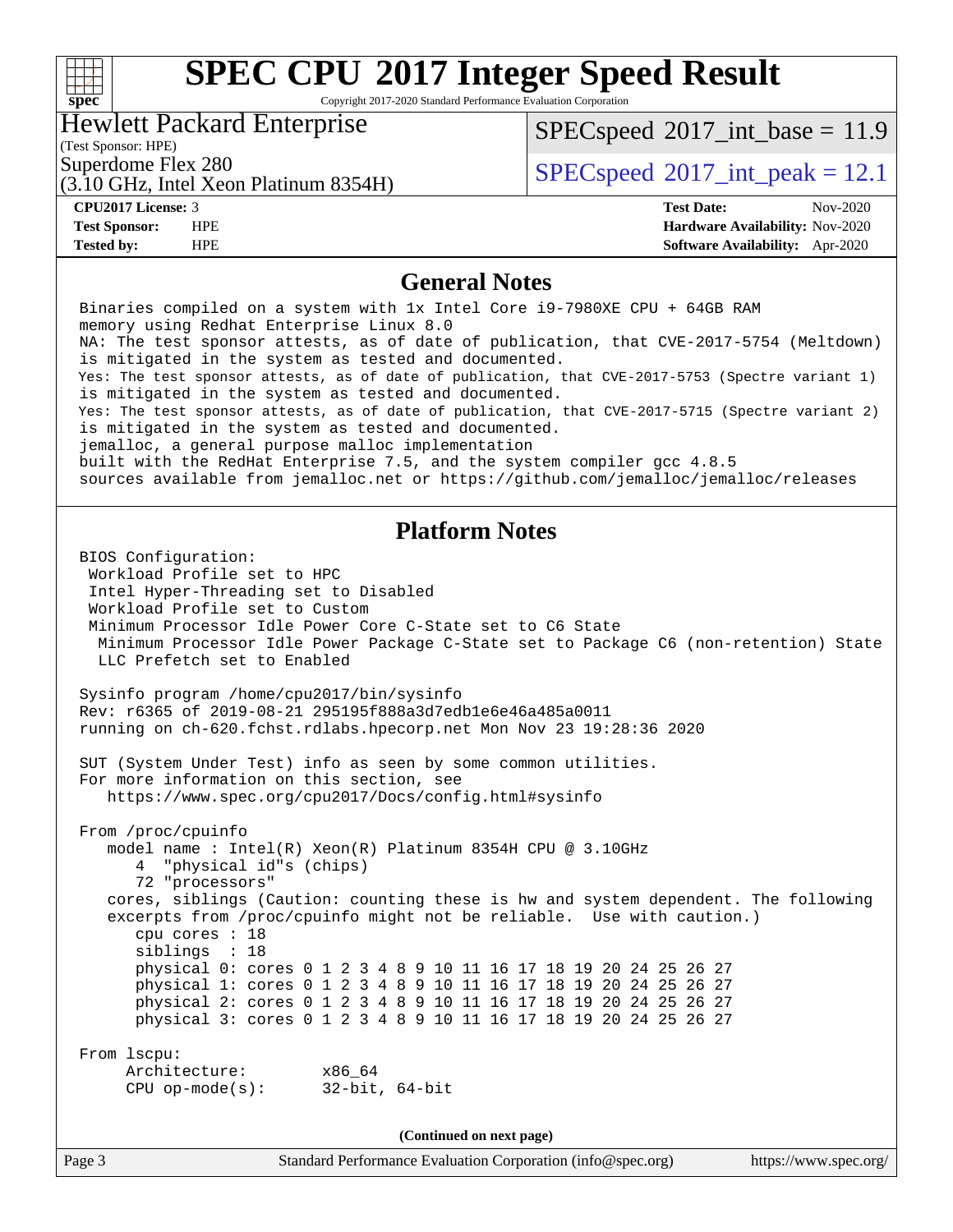# SPEC CPU 2017 Integer Speed Result

Copyright 2017-2020 Standard Performance Evaluation Corporation

## Hewlett Packard Enterprise

(Test Sponsor: HPE)

Superdome Flex 280

(3.10 GHz, Intel Xeon Platinum 8354H)

SPECspeed 2017_int_base = 11.9

SPECspeed 2017_int_peak = 12.1

| | | | |
|---|---|---|---|
| **CPU2017 License:** | 3 | **Test Date:** | Nov-2020 |
| **Test Sponsor:** | HPE | **Hardware Availability:** | Nov-2020 |
| **Tested by:** | HPE | **Software Availability:** | Apr-2020 |

## General Notes

```
Binaries compiled on a system with 1x Intel Core i9-7980XE CPU + 64GB RAM
memory using Redhat Enterprise Linux 8.0
NA: The test sponsor attests, as of date of publication, that CVE-2017-5754 (Meltdown)
is mitigated in the system as tested and documented.
Yes: The test sponsor attests, as of date of publication, that CVE-2017-5753 (Spectre variant 1)
is mitigated in the system as tested and documented.
Yes: The test sponsor attests, as of date of publication, that CVE-2017-5715 (Spectre variant 2)
is mitigated in the system as tested and documented.
jemalloc, a general purpose malloc implementation
built with the RedHat Enterprise 7.5, and the system compiler gcc 4.8.5
sources available from jemalloc.net or https://github.com/jemalloc/jemalloc/releases
```

## Platform Notes

```
BIOS Configuration:
 Workload Profile set to HPC
 Intel Hyper-Threading set to Disabled
 Workload Profile set to Custom
 Minimum Processor Idle Power Core C-State set to C6 State
  Minimum Processor Idle Power Package C-State set to Package C6 (non-retention) State
  LLC Prefetch set to Enabled

Sysinfo program /home/cpu2017/bin/sysinfo
Rev: r6365 of 2019-08-21 295195f888a3d7edb1e6e46a485a0011
running on ch-620.fchst.rdlabs.hpecorp.net Mon Nov 23 19:28:36 2020

SUT (System Under Test) info as seen by some common utilities.
For more information on this section, see
   https://www.spec.org/cpu2017/Docs/config.html#sysinfo

From /proc/cpuinfo
   model name : Intel(R) Xeon(R) Platinum 8354H CPU @ 3.10GHz
      4  "physical id"s (chips)
      72 "processors"
   cores, siblings (Caution: counting these is hw and system dependent. The following
   excerpts from /proc/cpuinfo might not be reliable.  Use with caution.)
      cpu cores : 18
      siblings  : 18
      physical 0: cores 0 1 2 3 4 8 9 10 11 16 17 18 19 20 24 25 26 27
      physical 1: cores 0 1 2 3 4 8 9 10 11 16 17 18 19 20 24 25 26 27
      physical 2: cores 0 1 2 3 4 8 9 10 11 16 17 18 19 20 24 25 26 27
      physical 3: cores 0 1 2 3 4 8 9 10 11 16 17 18 19 20 24 25 26 27

From lscpu:
     Architecture:        x86_64
     CPU op-mode(s):      32-bit, 64-bit
```

**(Continued on next page)**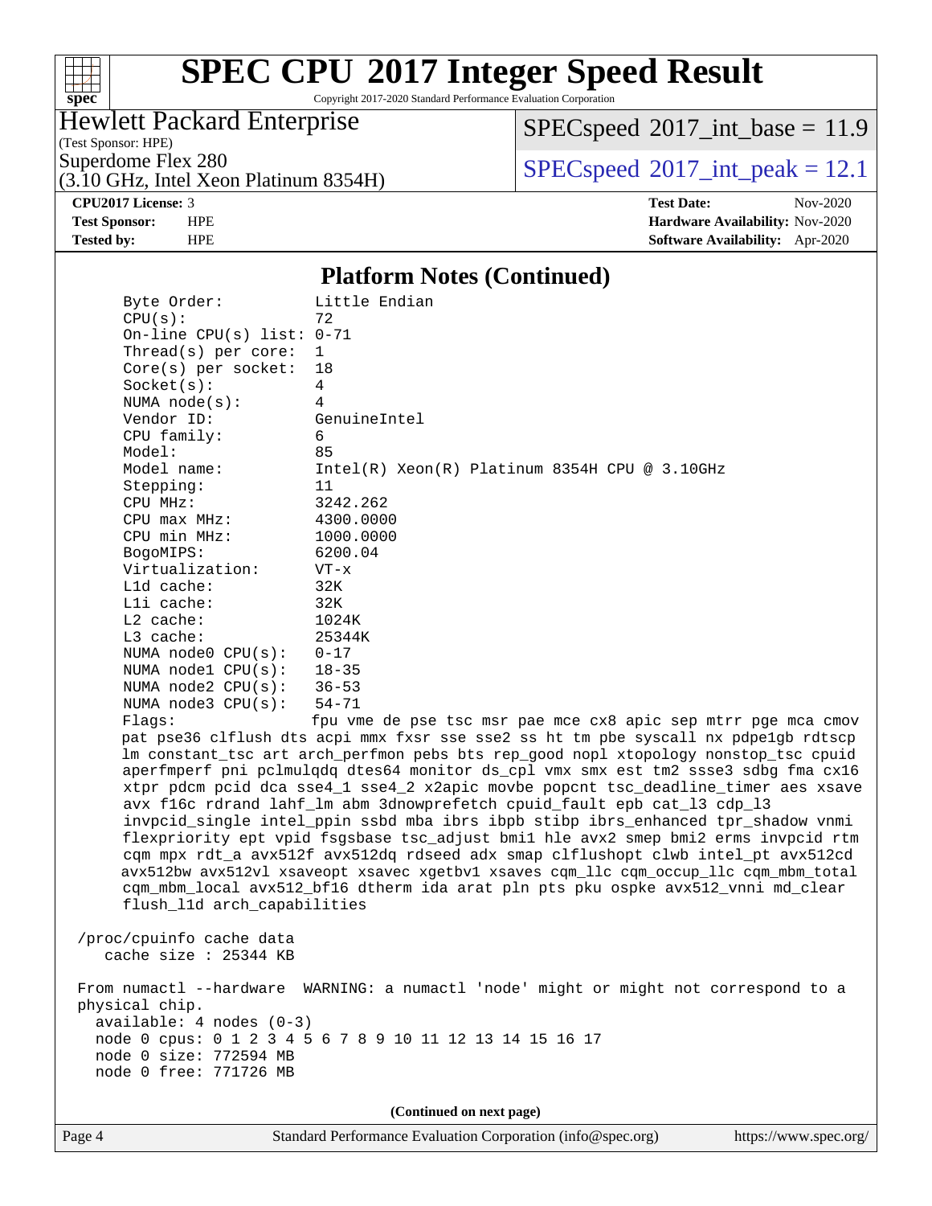## Platform Notes (Continued)

```
Byte Order:          Little Endian
CPU(s):              72
On-line CPU(s) list: 0-71
Thread(s) per core:  1
Core(s) per socket:  18
Socket(s):           4
NUMA node(s):        4
Vendor ID:           GenuineIntel
CPU family:          6
Model:               85
Model name:          Intel(R) Xeon(R) Platinum 8354H CPU @ 3.10GHz
Stepping:            11
CPU MHz:             3242.262
CPU max MHz:         4300.0000
CPU min MHz:         1000.0000
BogoMIPS:            6200.04
Virtualization:      VT-x
L1d cache:           32K
L1i cache:           32K
L2 cache:            1024K
L3 cache:            25344K
NUMA node0 CPU(s):   0-17
NUMA node1 CPU(s):   18-35
NUMA node2 CPU(s):   36-53
NUMA node3 CPU(s):   54-71
Flags:               fpu vme de pse tsc msr pae mce cx8 apic sep mtrr pge mca cmov
pat pse36 clflush dts acpi mmx fxsr sse sse2 ss ht tm pbe syscall nx pdpe1gb rdtscp
lm constant_tsc art arch_perfmon pebs bts rep_good nopl xtopology nonstop_tsc cpuid
aperfmperf pni pclmulqdq dtes64 monitor ds_cpl vmx smx est tm2 ssse3 sdbg fma cx16
xtpr pdcm pcid dca sse4_1 sse4_2 x2apic movbe popcnt tsc_deadline_timer aes xsave
avx f16c rdrand lahf_lm abm 3dnowprefetch cpuid_fault epb cat_l3 cdp_l3
invpcid_single intel_ppin ssbd mba ibrs ibpb stibp ibrs_enhanced tpr_shadow vnmi
flexpriority ept vpid fsgsbase tsc_adjust bmi1 hle avx2 smep bmi2 erms invpcid rtm
cqm mpx rdt_a avx512f avx512dq rdseed adx smap clflushopt clwb intel_pt avx512cd
avx512bw avx512vl xsaveopt xsavec xgetbv1 xsaves cqm_llc cqm_occup_llc cqm_mbm_total
cqm_mbm_local avx512_bf16 dtherm ida arat pln pts pku ospke avx512_vnni md_clear
flush_l1d arch_capabilities

/proc/cpuinfo cache data
   cache size : 25344 KB

From numactl --hardware  WARNING: a numactl 'node' might or might not correspond to a
physical chip.
  available: 4 nodes (0-3)
  node 0 cpus: 0 1 2 3 4 5 6 7 8 9 10 11 12 13 14 15 16 17
  node 0 size: 772594 MB
  node 0 free: 771726 MB
```

(Continued on next page)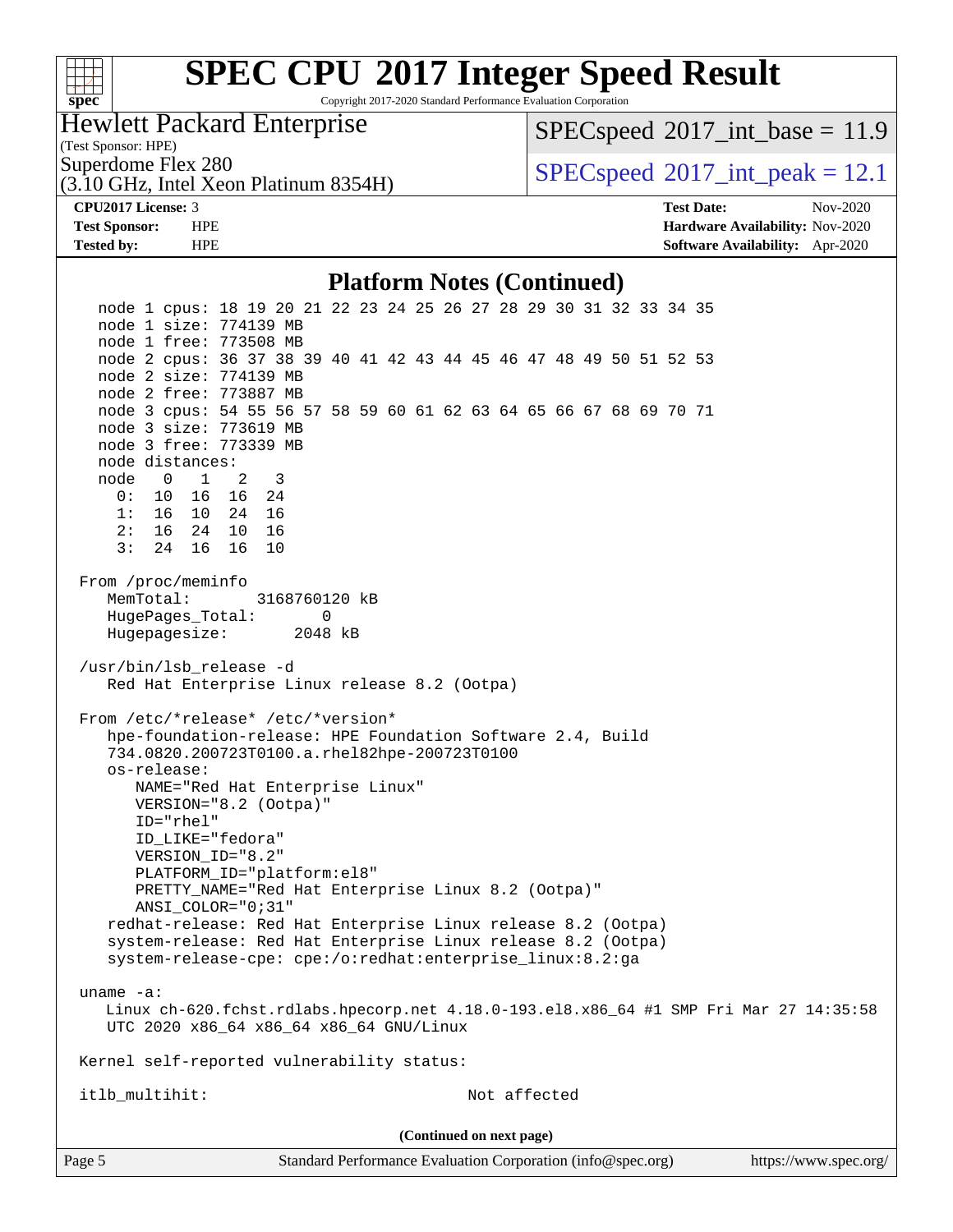## Platform Notes (Continued)

```
   node 1 cpus: 18 19 20 21 22 23 24 25 26 27 28 29 30 31 32 33 34 35
   node 1 size: 774139 MB
   node 1 free: 773508 MB
   node 2 cpus: 36 37 38 39 40 41 42 43 44 45 46 47 48 49 50 51 52 53
   node 2 size: 774139 MB
   node 2 free: 773887 MB
   node 3 cpus: 54 55 56 57 58 59 60 61 62 63 64 65 66 67 68 69 70 71
   node 3 size: 773619 MB
   node 3 free: 773339 MB
   node distances:
   node   0   1   2   3
     0:  10  16  16  24
     1:  16  10  24  16
     2:  16  24  10  16
     3:  24  16  16  10

 From /proc/meminfo
    MemTotal:       3168760120 kB
    HugePages_Total:       0
    Hugepagesize:       2048 kB

 /usr/bin/lsb_release -d
    Red Hat Enterprise Linux release 8.2 (Ootpa)

 From /etc/*release* /etc/*version*
    hpe-foundation-release: HPE Foundation Software 2.4, Build
    734.0820.200723T0100.a.rhel82hpe-200723T0100
    os-release:
       NAME="Red Hat Enterprise Linux"
       VERSION="8.2 (Ootpa)"
       ID="rhel"
       ID_LIKE="fedora"
       VERSION_ID="8.2"
       PLATFORM_ID="platform:el8"
       PRETTY_NAME="Red Hat Enterprise Linux 8.2 (Ootpa)"
       ANSI_COLOR="0;31"
    redhat-release: Red Hat Enterprise Linux release 8.2 (Ootpa)
    system-release: Red Hat Enterprise Linux release 8.2 (Ootpa)
    system-release-cpe: cpe:/o:redhat:enterprise_linux:8.2:ga

 uname -a:
    Linux ch-620.fchst.rdlabs.hpecorp.net 4.18.0-193.el8.x86_64 #1 SMP Fri Mar 27 14:35:58
    UTC 2020 x86_64 x86_64 x86_64 GNU/Linux

 Kernel self-reported vulnerability status:

 itlb_multihit:                                         Not affected
```

(Continued on next page)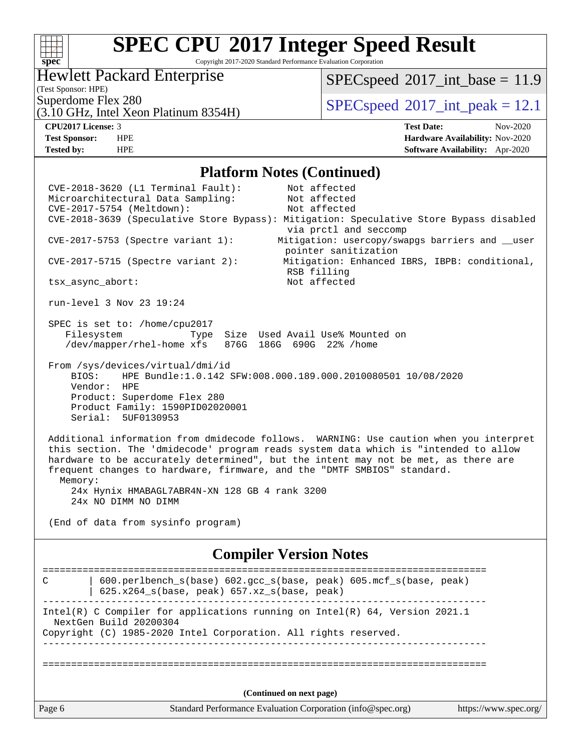# SPEC CPU 2017 Integer Speed Result

Copyright 2017-2020 Standard Performance Evaluation Corporation

**Hewlett Packard Enterprise**
(Test Sponsor: HPE)
Superdome Flex 280
(3.10 GHz, Intel Xeon Platinum 8354H)

SPECspeed 2017_int_base = 11.9
SPECspeed 2017_int_peak = 12.1

**CPU2017 License:** 3
**Test Sponsor:** HPE
**Tested by:** HPE

**Test Date:** Nov-2020
**Hardware Availability:** Nov-2020
**Software Availability:** Apr-2020

## Platform Notes (Continued)

```
CVE-2018-3620 (L1 Terminal Fault):          Not affected
Microarchitectural Data Sampling:           Not affected
CVE-2017-5754 (Meltdown):                   Not affected
CVE-2018-3639 (Speculative Store Bypass): Mitigation: Speculative Store Bypass disabled
                                            via prctl and seccomp
CVE-2017-5753 (Spectre variant 1):         Mitigation: usercopy/swapgs barriers and __user
                                            pointer sanitization
CVE-2017-5715 (Spectre variant 2):         Mitigation: Enhanced IBRS, IBPB: conditional,
                                            RSB filling
tsx_async_abort:                            Not affected

run-level 3 Nov 23 19:24

SPEC is set to: /home/cpu2017
   Filesystem           Type  Size  Used Avail Use% Mounted on
   /dev/mapper/rhel-home xfs   876G  186G  690G  22% /home

From /sys/devices/virtual/dmi/id
    BIOS:    HPE Bundle:1.0.142 SFW:008.000.189.000.2010080501 10/08/2020
    Vendor:  HPE
    Product: Superdome Flex 280
    Product Family: 1590PID02020001
    Serial:  5UF0130953

Additional information from dmidecode follows.  WARNING: Use caution when you interpret
this section. The 'dmidecode' program reads system data which is "intended to allow
hardware to be accurately determined", but the intent may not be met, as there are
frequent changes to hardware, firmware, and the "DMTF SMBIOS" standard.
  Memory:
    24x Hynix HMABAGL7ABR4N-XN 128 GB 4 rank 3200
    24x NO DIMM NO DIMM

(End of data from sysinfo program)
```

## Compiler Version Notes

```
==============================================================================
C       | 600.perlbench_s(base) 602.gcc_s(base, peak) 605.mcf_s(base, peak)
        | 625.x264_s(base, peak) 657.xz_s(base, peak)
------------------------------------------------------------------------------
Intel(R) C Compiler for applications running on Intel(R) 64, Version 2021.1
  NextGen Build 20200304
Copyright (C) 1985-2020 Intel Corporation. All rights reserved.
------------------------------------------------------------------------------

==============================================================================
```

(Continued on next page)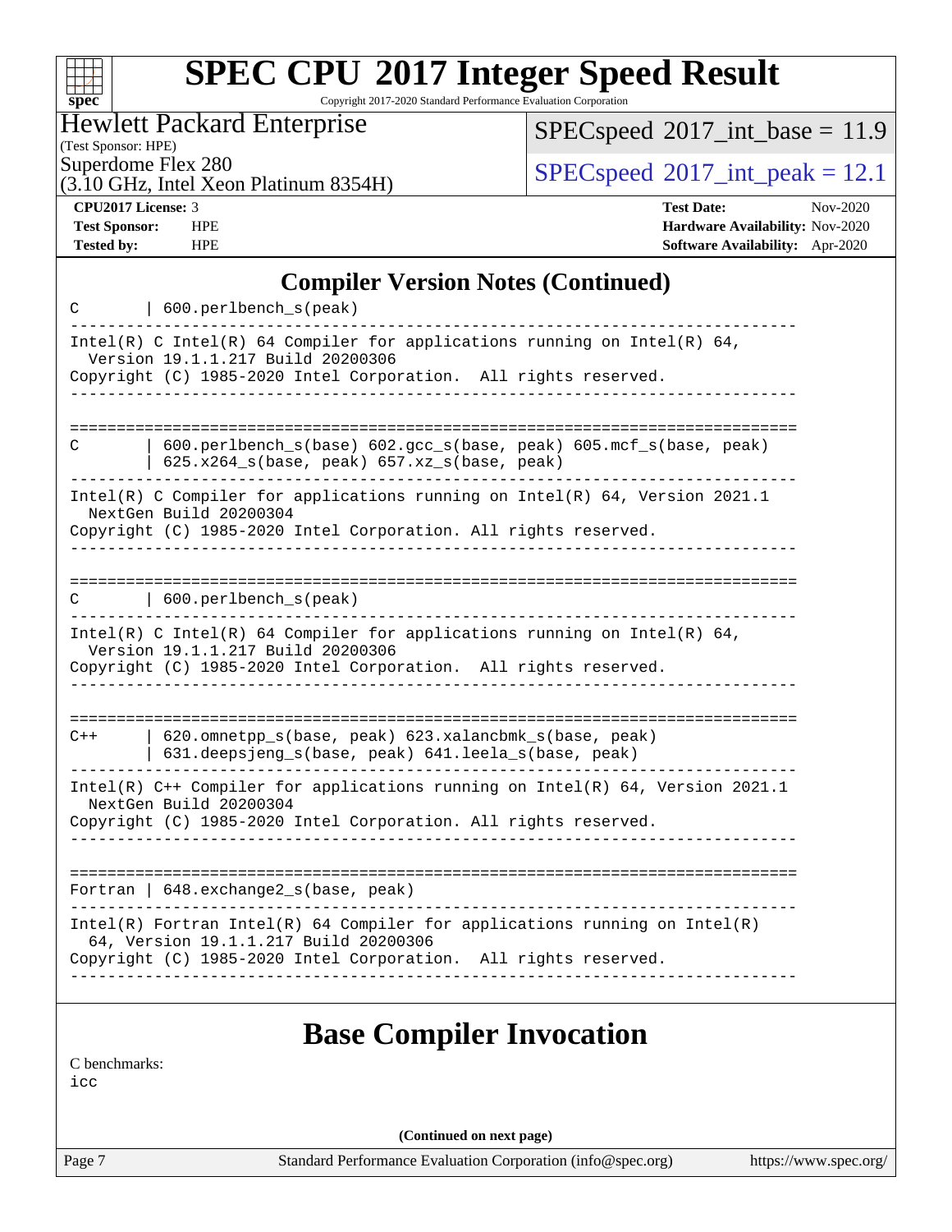## Compiler Version Notes (Continued)

```
C       | 600.perlbench_s(peak)
------------------------------------------------------------------------------
Intel(R) C Intel(R) 64 Compiler for applications running on Intel(R) 64,
  Version 19.1.1.217 Build 20200306
Copyright (C) 1985-2020 Intel Corporation.  All rights reserved.
------------------------------------------------------------------------------

==============================================================================
C       | 600.perlbench_s(base) 602.gcc_s(base, peak) 605.mcf_s(base, peak)
        | 625.x264_s(base, peak) 657.xz_s(base, peak)
------------------------------------------------------------------------------
Intel(R) C Compiler for applications running on Intel(R) 64, Version 2021.1
  NextGen Build 20200304
Copyright (C) 1985-2020 Intel Corporation. All rights reserved.
------------------------------------------------------------------------------

==============================================================================
C       | 600.perlbench_s(peak)
------------------------------------------------------------------------------
Intel(R) C Intel(R) 64 Compiler for applications running on Intel(R) 64,
  Version 19.1.1.217 Build 20200306
Copyright (C) 1985-2020 Intel Corporation.  All rights reserved.
------------------------------------------------------------------------------

==============================================================================
C++     | 620.omnetpp_s(base, peak) 623.xalancbmk_s(base, peak)
        | 631.deepsjeng_s(base, peak) 641.leela_s(base, peak)
------------------------------------------------------------------------------
Intel(R) C++ Compiler for applications running on Intel(R) 64, Version 2021.1
  NextGen Build 20200304
Copyright (C) 1985-2020 Intel Corporation. All rights reserved.
------------------------------------------------------------------------------

==============================================================================
Fortran | 648.exchange2_s(base, peak)
------------------------------------------------------------------------------
Intel(R) Fortran Intel(R) 64 Compiler for applications running on Intel(R)
  64, Version 19.1.1.217 Build 20200306
Copyright (C) 1985-2020 Intel Corporation.  All rights reserved.
------------------------------------------------------------------------------
```

## Base Compiler Invocation

C benchmarks:
icc

(Continued on next page)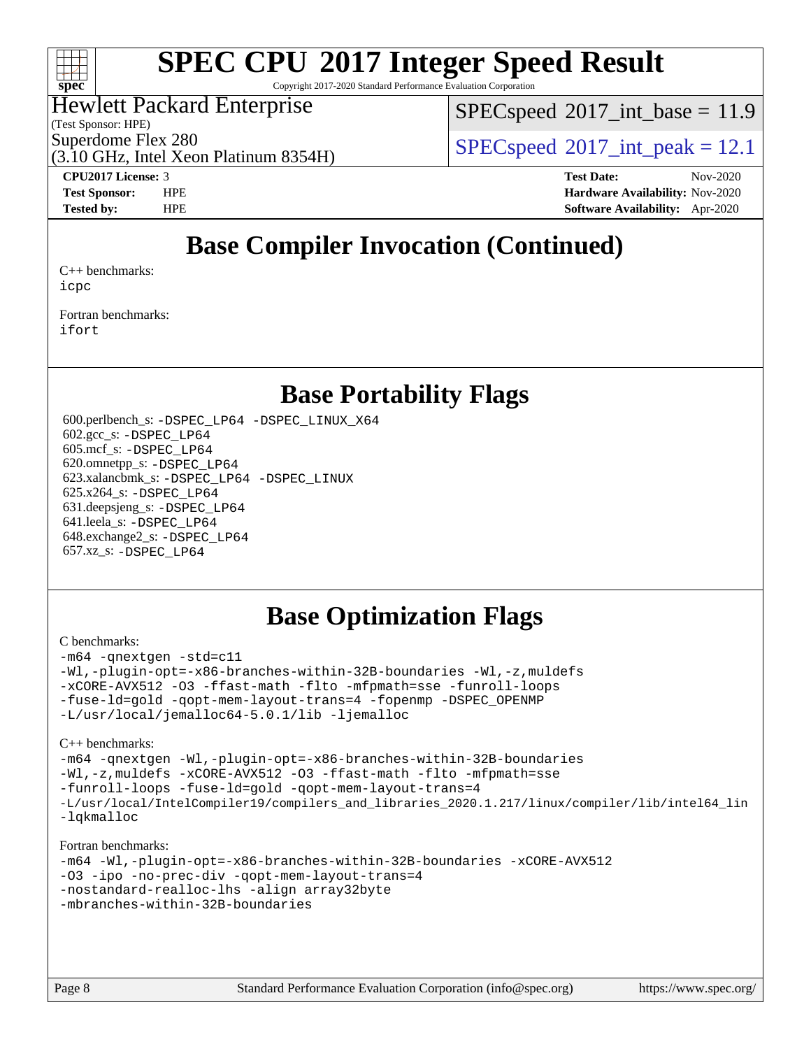# Base Compiler Invocation (Continued)

C++ benchmarks:
icpc

Fortran benchmarks:
ifort

# Base Portability Flags

600.perlbench_s: -DSPEC_LP64 -DSPEC_LINUX_X64
602.gcc_s: -DSPEC_LP64
605.mcf_s: -DSPEC_LP64
620.omnetpp_s: -DSPEC_LP64
623.xalancbmk_s: -DSPEC_LP64 -DSPEC_LINUX
625.x264_s: -DSPEC_LP64
631.deepsjeng_s: -DSPEC_LP64
641.leela_s: -DSPEC_LP64
648.exchange2_s: -DSPEC_LP64
657.xz_s: -DSPEC_LP64

# Base Optimization Flags

C benchmarks:

```
-m64 -qnextgen -std=c11
-Wl,-plugin-opt=-x86-branches-within-32B-boundaries -Wl,-z,muldefs
-xCORE-AVX512 -O3 -ffast-math -flto -mfpmath=sse -funroll-loops
-fuse-ld=gold -qopt-mem-layout-trans=4 -fopenmp -DSPEC_OPENMP
-L/usr/local/jemalloc64-5.0.1/lib -ljemalloc
```

C++ benchmarks:

```
-m64 -qnextgen -Wl,-plugin-opt=-x86-branches-within-32B-boundaries
-Wl,-z,muldefs -xCORE-AVX512 -O3 -ffast-math -flto -mfpmath=sse
-funroll-loops -fuse-ld=gold -qopt-mem-layout-trans=4
-L/usr/local/IntelCompiler19/compilers_and_libraries_2020.1.217/linux/compiler/lib/intel64_lin
-lqkmalloc
```

Fortran benchmarks:

```
-m64 -Wl,-plugin-opt=-x86-branches-within-32B-boundaries -xCORE-AVX512
-O3 -ipo -no-prec-div -qopt-mem-layout-trans=4
-nostandard-realloc-lhs -align array32byte
-mbranches-within-32B-boundaries
```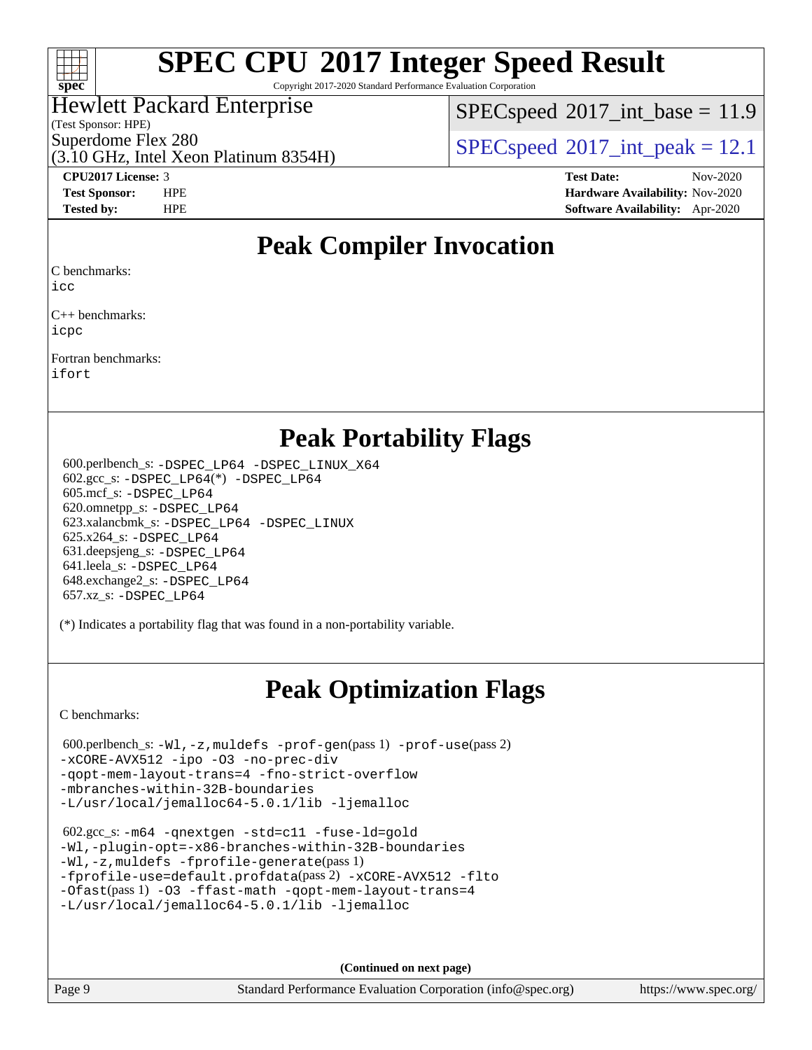# SPEC CPU 2017 Integer Speed Result

Copyright 2017-2020 Standard Performance Evaluation Corporation

Hewlett Packard Enterprise
(Test Sponsor: HPE)
Superdome Flex 280
(3.10 GHz, Intel Xeon Platinum 8354H)

SPECspeed 2017_int_base = 11.9

SPECspeed 2017_int_peak = 12.1

**CPU2017 License:** 3
**Test Sponsor:** HPE
**Tested by:** HPE

**Test Date:** Nov-2020
**Hardware Availability:** Nov-2020
**Software Availability:** Apr-2020

## Peak Compiler Invocation

C benchmarks:
icc

C++ benchmarks:
icpc

Fortran benchmarks:
ifort

## Peak Portability Flags

600.perlbench_s: -DSPEC_LP64 -DSPEC_LINUX_X64
602.gcc_s: -DSPEC_LP64(*) -DSPEC_LP64
605.mcf_s: -DSPEC_LP64
620.omnetpp_s: -DSPEC_LP64
623.xalancbmk_s: -DSPEC_LP64 -DSPEC_LINUX
625.x264_s: -DSPEC_LP64
631.deepsjeng_s: -DSPEC_LP64
641.leela_s: -DSPEC_LP64
648.exchange2_s: -DSPEC_LP64
657.xz_s: -DSPEC_LP64

(*) Indicates a portability flag that was found in a non-portability variable.

## Peak Optimization Flags

C benchmarks:

600.perlbench_s: -Wl,-z,muldefs -prof-gen(pass 1) -prof-use(pass 2) -xCORE-AVX512 -ipo -O3 -no-prec-div -qopt-mem-layout-trans=4 -fno-strict-overflow -mbranches-within-32B-boundaries -L/usr/local/jemalloc64-5.0.1/lib -ljemalloc

602.gcc_s: -m64 -qnextgen -std=c11 -fuse-ld=gold -Wl,-plugin-opt=-x86-branches-within-32B-boundaries -Wl,-z,muldefs -fprofile-generate(pass 1) -fprofile-use=default.profdata(pass 2) -xCORE-AVX512 -flto -Ofast(pass 1) -O3 -ffast-math -qopt-mem-layout-trans=4 -L/usr/local/jemalloc64-5.0.1/lib -ljemalloc

**(Continued on next page)**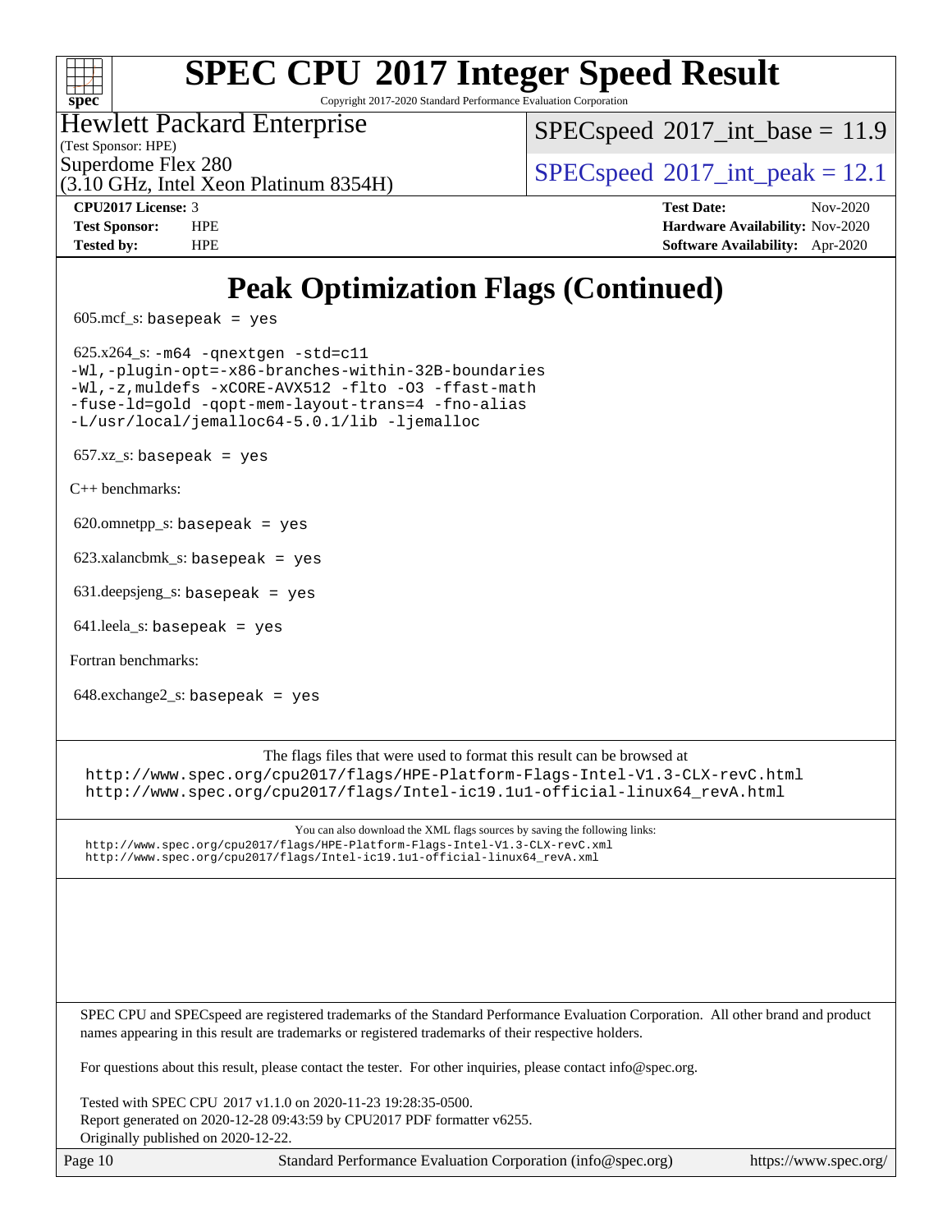# SPEC CPU 2017 Integer Speed Result

Copyright 2017-2020 Standard Performance Evaluation Corporation

Hewlett Packard Enterprise
(Test Sponsor: HPE)
Superdome Flex 280
(3.10 GHz, Intel Xeon Platinum 8354H)

SPECspeed 2017_int_base = 11.9

SPECspeed 2017_int_peak = 12.1

**CPU2017 License:** 3
**Test Sponsor:** HPE
**Tested by:** HPE

**Test Date:** Nov-2020
**Hardware Availability:** Nov-2020
**Software Availability:** Apr-2020

## Peak Optimization Flags (Continued)

605.mcf_s: `basepeak = yes`

625.x264_s: `-m64 -qnextgen -std=c11 -Wl,-plugin-opt=-x86-branches-within-32B-boundaries -Wl,-z,muldefs -xCORE-AVX512 -flto -O3 -ffast-math -fuse-ld=gold -qopt-mem-layout-trans=4 -fno-alias -L/usr/local/jemalloc64-5.0.1/lib -ljemalloc`

657.xz_s: `basepeak = yes`

C++ benchmarks:

620.omnetpp_s: `basepeak = yes`

623.xalancbmk_s: `basepeak = yes`

631.deepsjeng_s: `basepeak = yes`

641.leela_s: `basepeak = yes`

Fortran benchmarks:

648.exchange2_s: `basepeak = yes`

The flags files that were used to format this result can be browsed at
http://www.spec.org/cpu2017/flags/HPE-Platform-Flags-Intel-V1.3-CLX-revC.html
http://www.spec.org/cpu2017/flags/Intel-ic19.1u1-official-linux64_revA.html

You can also download the XML flags sources by saving the following links:
http://www.spec.org/cpu2017/flags/HPE-Platform-Flags-Intel-V1.3-CLX-revC.xml
http://www.spec.org/cpu2017/flags/Intel-ic19.1u1-official-linux64_revA.xml

SPEC CPU and SPECspeed are registered trademarks of the Standard Performance Evaluation Corporation. All other brand and product names appearing in this result are trademarks or registered trademarks of their respective holders.

For questions about this result, please contact the tester. For other inquiries, please contact info@spec.org.

Tested with SPEC CPU 2017 v1.1.0 on 2020-11-23 19:28:35-0500.
Report generated on 2020-12-28 09:43:59 by CPU2017 PDF formatter v6255.
Originally published on 2020-12-22.